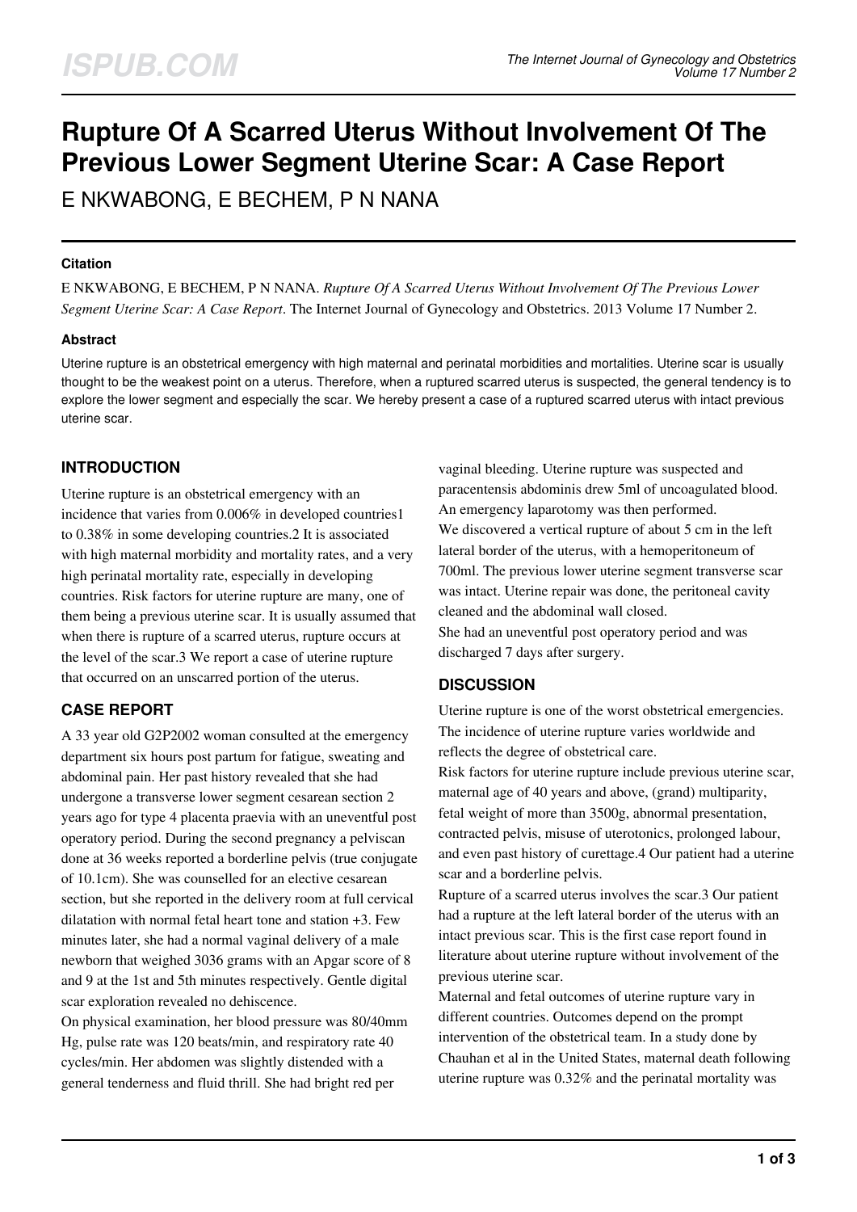# Rupture Of A Scarred Uterus Without Involvement Of The Previous Lower Segment Uterine Scar: A Case Report

E NKWABONG, E BECHEM, P N NANA

### Citation

E NKWABONG, E BECHEM, P N NANA. *Rupture Of A Scarred Uterus Without Involvement Of The Previous Lower Segment Uterine Scar: A Case Report*. The Internet Journal of Gynecology and Obstetrics. 2013 Volume 17 Number 2.

### Abstract

Uterine rupture is an obstetrical emergency with high maternal and perinatal morbidities and mortalities. Uterine scar is usually thought to be the weakest point on a uterus. Therefore, when a ruptured scarred uterus is suspected, the general tendency is to explore the lower segment and especially the scar. We hereby present a case of a ruptured scarred uterus with intact previous uterine scar.

## INTRODUCTION

Uterine rupture is an obstetrical emergency with an incidence that varies from 0.006% in developed countries[1] to 0.38% in some developing countries.[2] It is associated with high maternal morbidity and mortality rates, and a very high perinatal mortality rate, especially in developing countries. Risk factors for uterine rupture are many, one of them being a previous uterine scar. It is usually assumed that when there is rupture of a scarred uterus, rupture occurs at the level of the scar.[3] We report a case of uterine rupture that occurred on an unscarred portion of the uterus.

## CASE REPORT

A 33 year old G2P2002 woman consulted at the emergency department six hours post partum for fatigue, sweating and abdominal pain. Her past history revealed that she had undergone a transverse lower segment cesarean section 2 years ago for type 4 placenta praevia with an uneventful post operatory period. During the second pregnancy a pelviscan done at 36 weeks reported a borderline pelvis (true conjugate of 10.1cm). She was counselled for an elective cesarean section, but she reported in the delivery room at full cervical dilatation with normal fetal heart tone and station +3. Few minutes later, she had a normal vaginal delivery of a male newborn that weighed 3036 grams with an Apgar score of 8 and 9 at the 1st and 5th minutes respectively. Gentle digital scar exploration revealed no dehiscence.

On physical examination, her blood pressure was 80/40mm Hg, pulse rate was 120 beats/min, and respiratory rate 40 cycles/min. Her abdomen was slightly distended with a general tenderness and fluid thrill. She had bright red per vaginal bleeding. Uterine rupture was suspected and paracentensis abdominis drew 5ml of uncoagulated blood. An emergency laparotomy was then performed.

We discovered a vertical rupture of about 5 cm in the left lateral border of the uterus, with a hemoperitoneum of 700ml. The previous lower uterine segment transverse scar was intact. Uterine repair was done, the peritoneal cavity cleaned and the abdominal wall closed.

She had an uneventful post operatory period and was discharged 7 days after surgery.

## DISCUSSION

Uterine rupture is one of the worst obstetrical emergencies. The incidence of uterine rupture varies worldwide and reflects the degree of obstetrical care.

Risk factors for uterine rupture include previous uterine scar, maternal age of 40 years and above, (grand) multiparity, fetal weight of more than 3500g, abnormal presentation, contracted pelvis, misuse of uterotonics, prolonged labour, and even past history of curettage.[4] Our patient had a uterine scar and a borderline pelvis.

Rupture of a scarred uterus involves the scar.[3] Our patient had a rupture at the left lateral border of the uterus with an intact previous scar. This is the first case report found in literature about uterine rupture without involvement of the previous uterine scar.

Maternal and fetal outcomes of uterine rupture vary in different countries. Outcomes depend on the prompt intervention of the obstetrical team. In a study done by Chauhan et al in the United States, maternal death following uterine rupture was 0.32% and the perinatal mortality was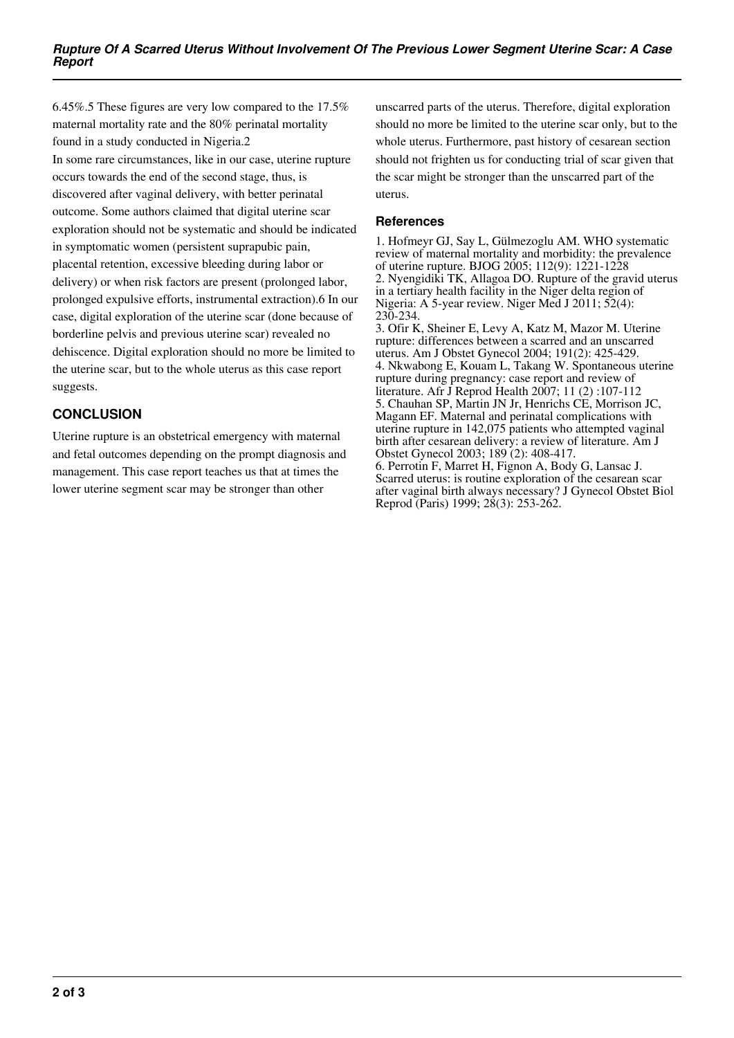6.45%.[5] These figures are very low compared to the 17.5% maternal mortality rate and the 80% perinatal mortality found in a study conducted in Nigeria.[2]

In some rare circumstances, like in our case, uterine rupture occurs towards the end of the second stage, thus, is discovered after vaginal delivery, with better perinatal outcome. Some authors claimed that digital uterine scar exploration should not be systematic and should be indicated in symptomatic women (persistent suprapubic pain, placental retention, excessive bleeding during labor or delivery) or when risk factors are present (prolonged labor, prolonged expulsive efforts, instrumental extraction).[6] In our case, digital exploration of the uterine scar (done because of borderline pelvis and previous uterine scar) revealed no dehiscence. Digital exploration should no more be limited to the uterine scar, but to the whole uterus as this case report suggests.

## CONCLUSION

Uterine rupture is an obstetrical emergency with maternal and fetal outcomes depending on the prompt diagnosis and management. This case report teaches us that at times the lower uterine segment scar may be stronger than other unscarred parts of the uterus. Therefore, digital exploration should no more be limited to the uterine scar only, but to the whole uterus. Furthermore, past history of cesarean section should not frighten us for conducting trial of scar given that the scar might be stronger than the unscarred part of the uterus.

## References

1. Hofmeyr GJ, Say L, Gülmezoglu AM. WHO systematic review of maternal mortality and morbidity: the prevalence of uterine rupture. BJOG 2005; 112(9): 1221-1228
2. Nyengidiki TK, Allagoa DO. Rupture of the gravid uterus in a tertiary health facility in the Niger delta region of Nigeria: A 5-year review. Niger Med J 2011; 52(4): 230-234.
3. Ofir K, Sheiner E, Levy A, Katz M, Mazor M. Uterine rupture: differences between a scarred and an unscarred uterus. Am J Obstet Gynecol 2004; 191(2): 425-429.
4. Nkwabong E, Kouam L, Takang W. Spontaneous uterine rupture during pregnancy: case report and review of literature. Afr J Reprod Health 2007; 11 (2) :107-112
5. Chauhan SP, Martin JN Jr, Henrichs CE, Morrison JC, Magann EF. Maternal and perinatal complications with uterine rupture in 142,075 patients who attempted vaginal birth after cesarean delivery: a review of literature. Am J Obstet Gynecol 2003; 189 (2): 408-417.
6. Perrotin F, Marret H, Fignon A, Body G, Lansac J. Scarred uterus: is routine exploration of the cesarean scar after vaginal birth always necessary? J Gynecol Obstet Biol Reprod (Paris) 1999; 28(3): 253-262.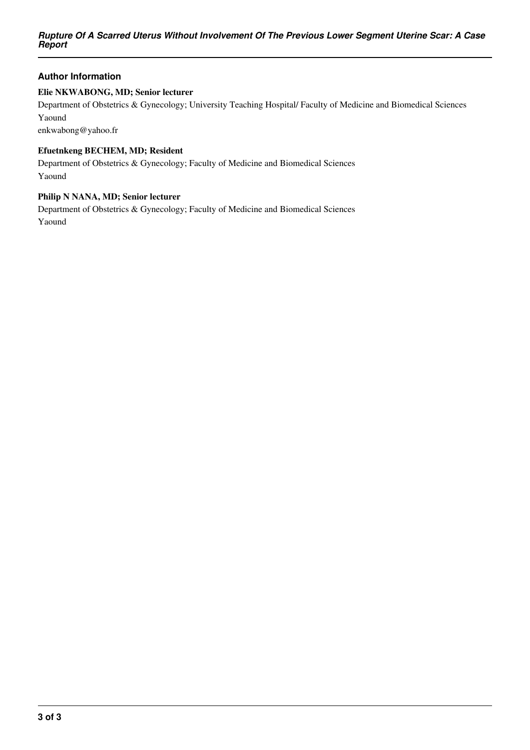### Author Information

**Elie NKWABONG, MD; Senior lecturer**

Department of Obstetrics & Gynecology; University Teaching Hospital/ Faculty of Medicine and Biomedical Sciences

Yaound

enkwabong@yahoo.fr

**Efuetnkeng BECHEM, MD; Resident**

Department of Obstetrics & Gynecology; Faculty of Medicine and Biomedical Sciences

Yaound

**Philip N NANA, MD; Senior lecturer**

Department of Obstetrics & Gynecology; Faculty of Medicine and Biomedical Sciences

Yaound